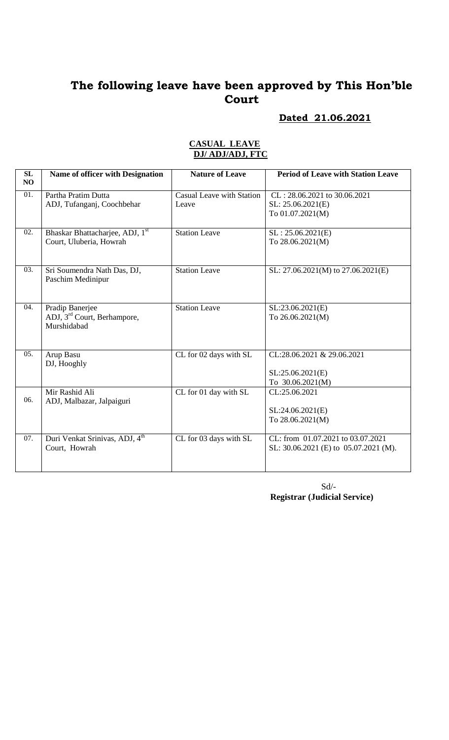# The following leave have been approved by This Hon'ble Court

**Dated 21.06.2021**

**CASUAL LEAVE**
**DJ/ ADJ/ADJ, FTC**

| SL NO | Name of officer with Designation | Nature of Leave | Period of Leave with Station Leave |
|---|---|---|---|
| 01. | Partha Pratim Dutta<br>ADJ, Tufanganj, Coochbehar | Casual Leave with Station Leave | CL : 28.06.2021 to 30.06.2021<br>SL: 25.06.2021(E)<br>To 01.07.2021(M) |
| 02. | Bhaskar Bhattacharjee, ADJ, 1st Court, Uluberia, Howrah | Station Leave | SL : 25.06.2021(E)<br>To 28.06.2021(M) |
| 03. | Sri Soumendra Nath Das, DJ, Paschim Medinipur | Station Leave | SL: 27.06.2021(M) to 27.06.2021(E) |
| 04. | Pradip Banerjee<br>ADJ, 3rd Court, Berhampore, Murshidabad | Station Leave | SL:23.06.2021(E)<br>To 26.06.2021(M) |
| 05. | Arup Basu<br>DJ, Hooghly | CL for 02 days with SL | CL:28.06.2021 & 29.06.2021<br>SL:25.06.2021(E)<br>To 30.06.2021(M) |
| 06. | Mir Rashid Ali<br>ADJ, Malbazar, Jalpaiguri | CL for 01 day with SL | CL:25.06.2021<br>SL:24.06.2021(E)<br>To 28.06.2021(M) |
| 07. | Duri Venkat Srinivas, ADJ, 4th Court, Howrah | CL for 03 days with SL | CL: from 01.07.2021 to 03.07.2021<br>SL: 30.06.2021 (E) to 05.07.2021 (M). |

Sd/-
**Registrar (Judicial Service)**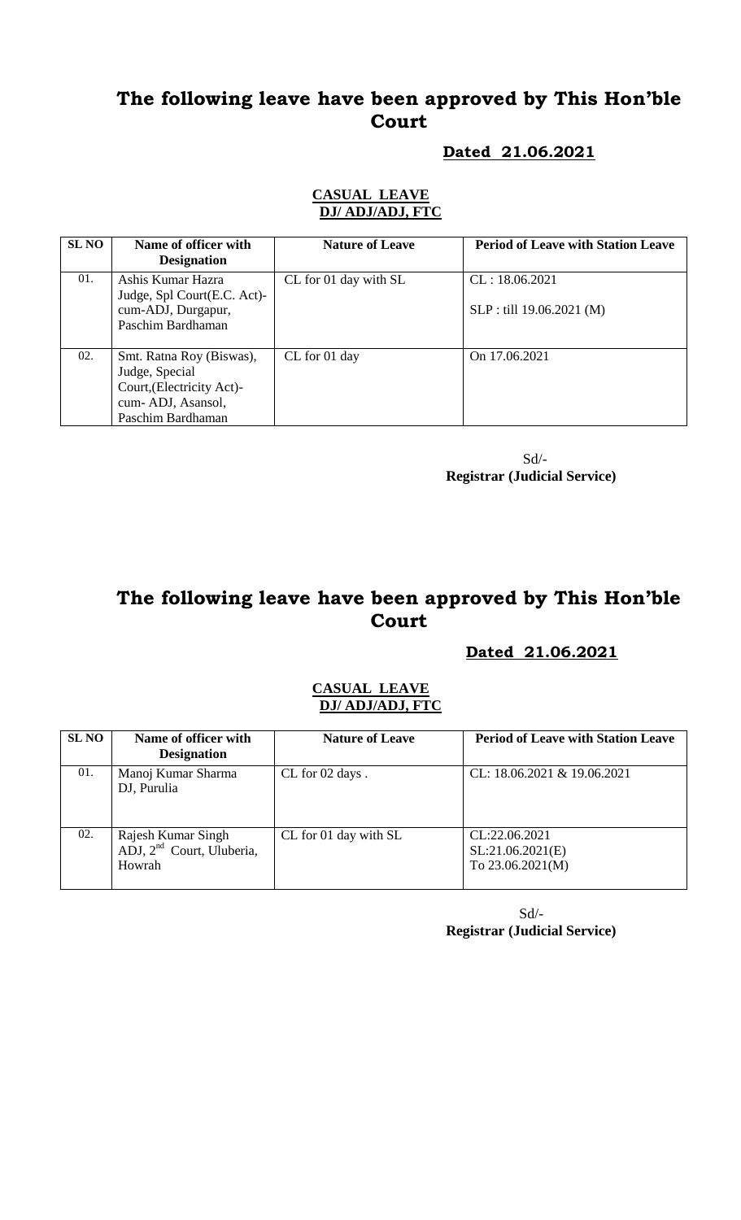# The following leave have been approved by This Hon'ble Court

**Dated 21.06.2021**

**CASUAL LEAVE**
**DJ/ ADJ/ADJ, FTC**

| SL NO | Name of officer with Designation | Nature of Leave | Period of Leave with Station Leave |
|---|---|---|---|
| 01. | Ashis Kumar Hazra Judge, Spl Court(E.C. Act)-cum-ADJ, Durgapur, Paschim Bardhaman | CL for 01 day with SL | CL : 18.06.2021<br>SLP : till 19.06.2021 (M) |
| 02. | Smt. Ratna Roy (Biswas), Judge, Special Court,(Electricity Act)-cum- ADJ, Asansol, Paschim Bardhaman | CL for 01 day | On 17.06.2021 |

Sd/-
**Registrar (Judicial Service)**

# The following leave have been approved by This Hon'ble Court

**Dated 21.06.2021**

**CASUAL LEAVE**
**DJ/ ADJ/ADJ, FTC**

| SL NO | Name of officer with Designation | Nature of Leave | Period of Leave with Station Leave |
|---|---|---|---|
| 01. | Manoj Kumar Sharma DJ, Purulia | CL for 02 days . | CL: 18.06.2021 & 19.06.2021 |
| 02. | Rajesh Kumar Singh ADJ, 2nd Court, Uluberia, Howrah | CL for 01 day with SL | CL:22.06.2021<br>SL:21.06.2021(E)<br>To 23.06.2021(M) |

Sd/-
**Registrar (Judicial Service)**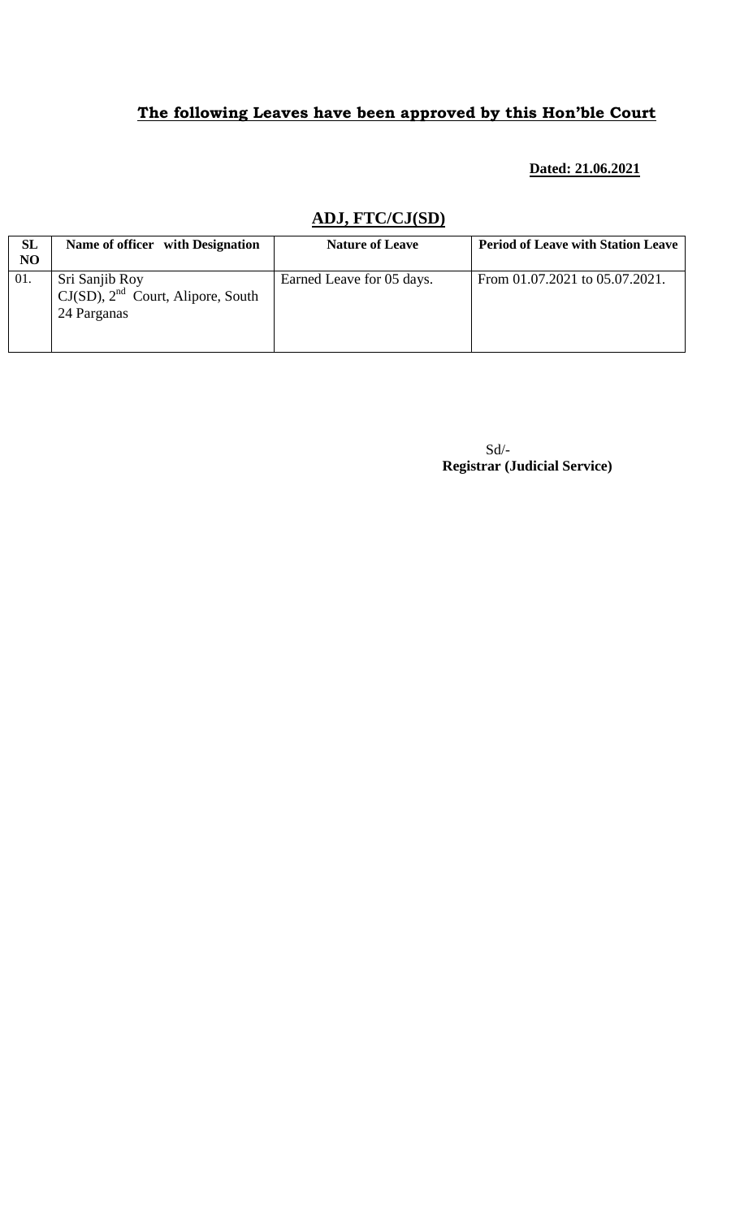## The following Leaves have been approved by this Hon'ble Court

**Dated: 21.06.2021**

### ADJ, FTC/CJ(SD)

| SL NO | Name of officer with Designation | Nature of Leave | Period of Leave with Station Leave |
|---|---|---|---|
| 01. | Sri Sanjib Roy CJ(SD), 2nd Court, Alipore, South 24 Parganas | Earned Leave for 05 days. | From 01.07.2021 to 05.07.2021. |

Sd/-
**Registrar (Judicial Service)**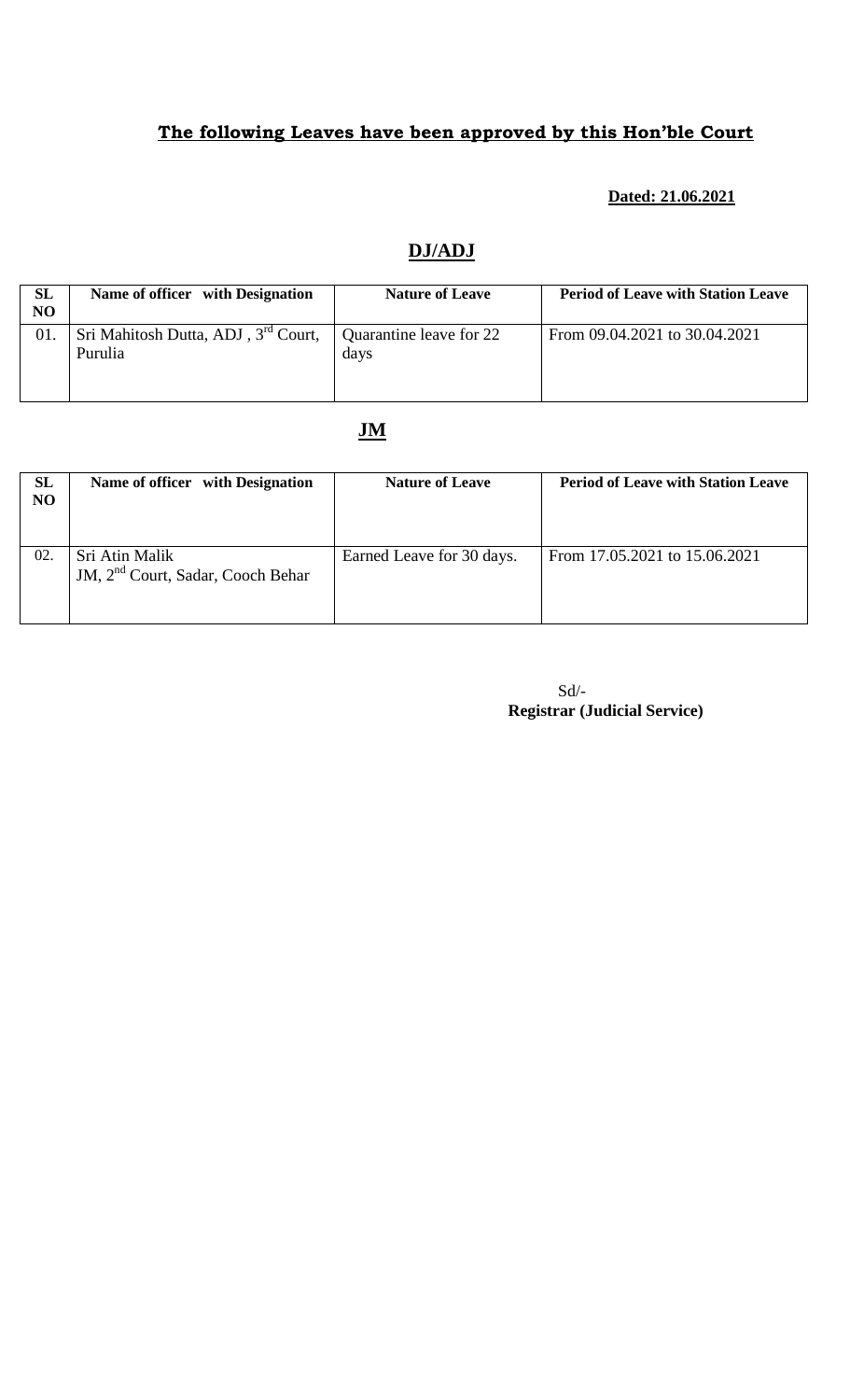## **The following Leaves have been approved by this Hon'ble Court**

**Dated: 21.06.2021**

## **DJ/ADJ**

| SL NO | Name of officer with Designation | Nature of Leave | Period of Leave with Station Leave |
|---|---|---|---|
| 01. | Sri Mahitosh Dutta, ADJ , 3rd Court, Purulia | Quarantine leave for 22 days | From 09.04.2021 to 30.04.2021 |

## **JM**

| SL NO | Name of officer with Designation | Nature of Leave | Period of Leave with Station Leave |
|---|---|---|---|
| 02. | Sri Atin Malik JM, 2nd Court, Sadar, Cooch Behar | Earned Leave for 30 days. | From 17.05.2021 to 15.06.2021 |

Sd/-
**Registrar (Judicial Service)**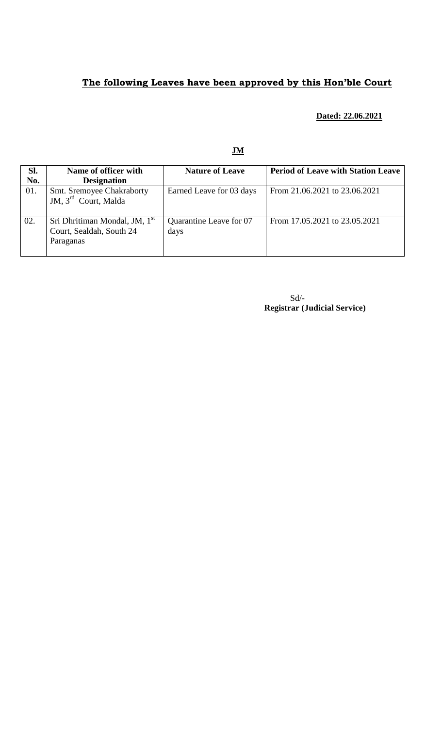## **The following Leaves have been approved by this Hon'ble Court**

**Dated: 22.06.2021**

**JM**

| Sl. No. | Name of officer with Designation | Nature of Leave | Period of Leave with Station Leave |
|---|---|---|---|
| 01. | Smt. Sremoyee Chakraborty JM, 3rd Court, Malda | Earned Leave for 03 days | From 21.06.2021 to 23.06.2021 |
| 02. | Sri Dhritiman Mondal, JM, 1st Court, Sealdah, South 24 Paraganas | Quarantine Leave for 07 days | From 17.05.2021 to 23.05.2021 |

Sd/-
**Registrar (Judicial Service)**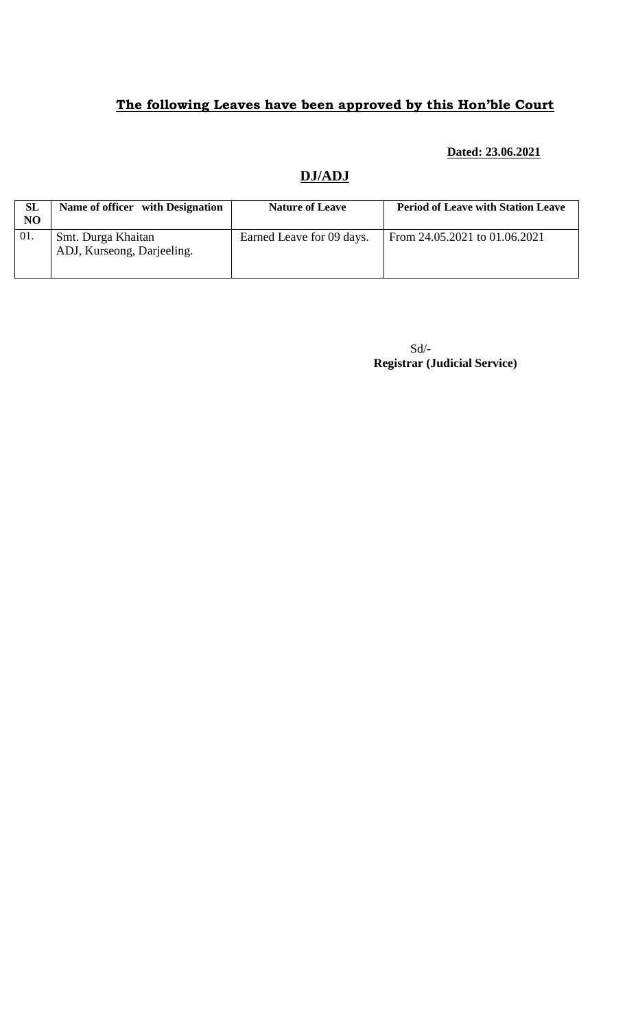## **The following Leaves have been approved by this Hon'ble Court**

**Dated: 23.06.2021**

## **DJ/ADJ**

| SL NO | Name of officer with Designation | Nature of Leave | Period of Leave with Station Leave |
|---|---|---|---|
| 01. | Smt. Durga Khaitan ADJ, Kurseong, Darjeeling. | Earned Leave for 09 days. | From 24.05.2021 to 01.06.2021 |

Sd/-
**Registrar (Judicial Service)**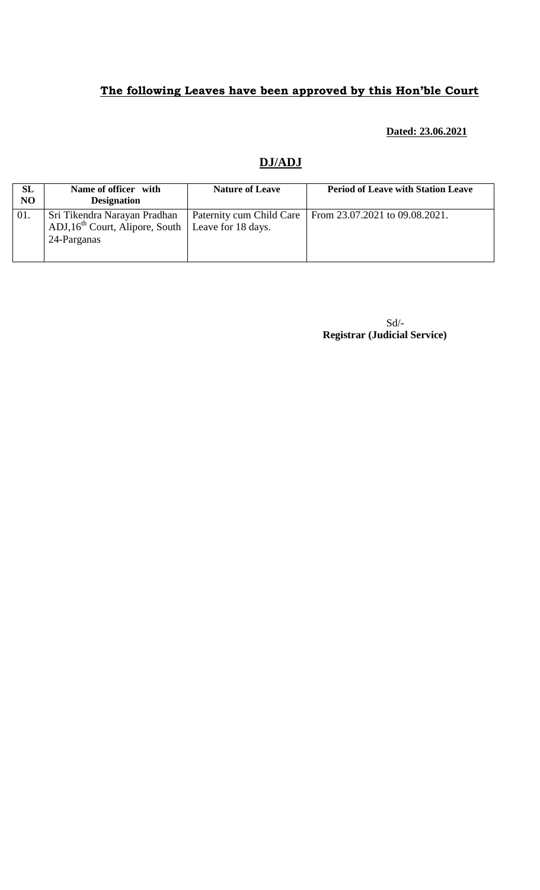## **The following Leaves have been approved by this Hon'ble Court**

**Dated: 23.06.2021**

## **DJ/ADJ**

| SL NO | Name of officer with Designation | Nature of Leave | Period of Leave with Station Leave |
|---|---|---|---|
| 01. | Sri Tikendra Narayan Pradhan ADJ,16th Court, Alipore, South 24-Parganas | Paternity cum Child Care Leave for 18 days. | From 23.07.2021 to 09.08.2021. |

Sd/-
**Registrar (Judicial Service)**